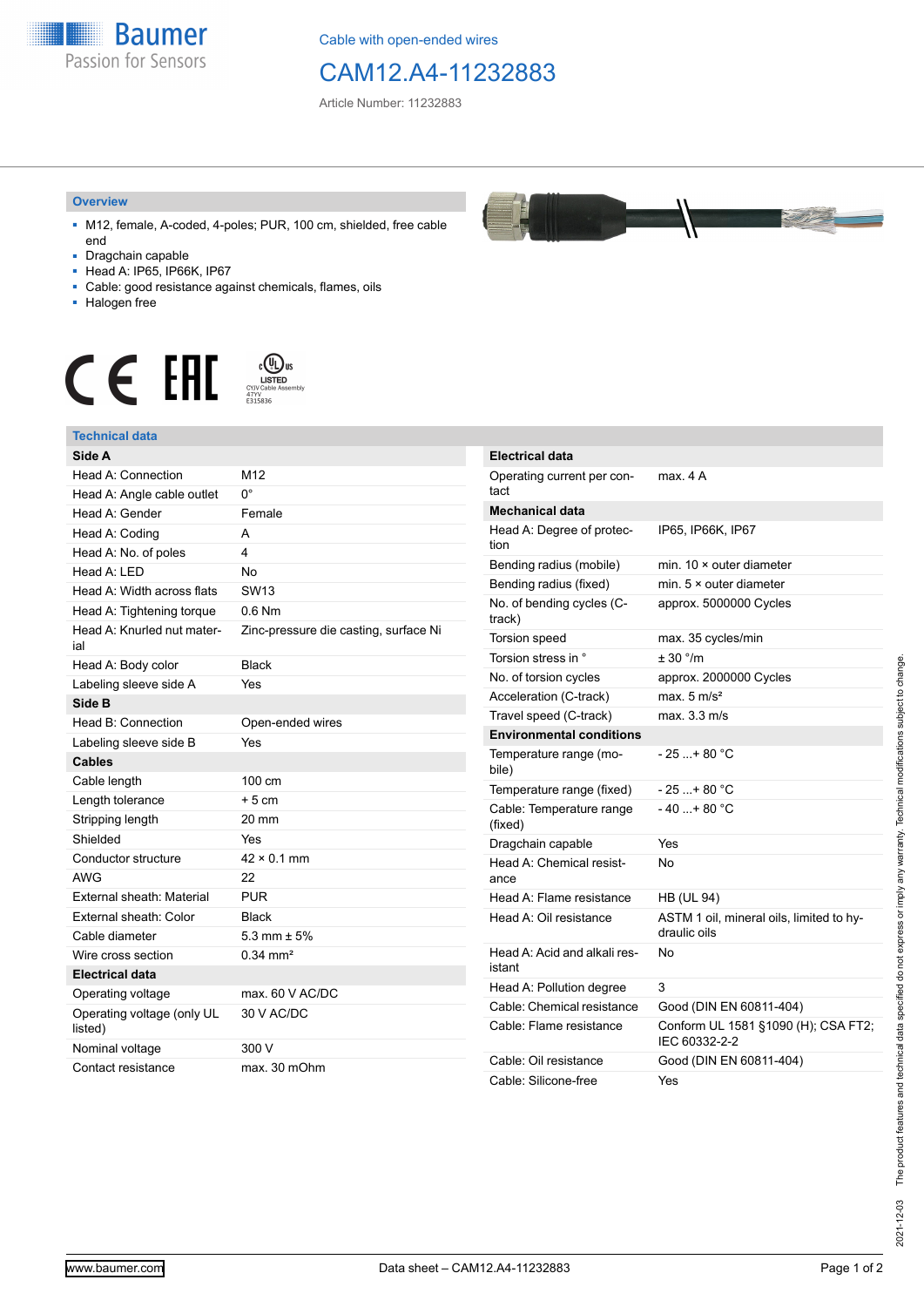Cable with open-ended wires

# CAM12.A4-11232883

Article Number: 11232883

## Overview

- M12, female, A-coded, 4-poles; PUR, 100 cm, shielded, free cable end
- Dragchain capable
- Head A: IP65, IP66K, IP67
- Cable: good resistance against chemicals, flames, oils
- Halogen free

## Technical data

| Side A | |
|---|---|
| Head A: Connection | M12 |
| Head A: Angle cable outlet | 0° |
| Head A: Gender | Female |
| Head A: Coding | A |
| Head A: No. of poles | 4 |
| Head A: LED | No |
| Head A: Width across flats | SW13 |
| Head A: Tightening torque | 0.6 Nm |
| Head A: Knurled nut material | Zinc-pressure die casting, surface Ni |
| Head A: Body color | Black |
| Labeling sleeve side A | Yes |
| **Side B** | |
| Head B: Connection | Open-ended wires |
| Labeling sleeve side B | Yes |
| **Cables** | |
| Cable length | 100 cm |
| Length tolerance | + 5 cm |
| Stripping length | 20 mm |
| Shielded | Yes |
| Conductor structure | 42 × 0.1 mm |
| AWG | 22 |
| External sheath: Material | PUR |
| External sheath: Color | Black |
| Cable diameter | 5.3 mm ± 5% |
| Wire cross section | 0.34 mm² |
| **Electrical data** | |
| Operating voltage | max. 60 V AC/DC |
| Operating voltage (only UL listed) | 30 V AC/DC |
| Nominal voltage | 300 V |
| Contact resistance | max. 30 mOhm |

| Electrical data | |
|---|---|
| Operating current per contact | max. 4 A |
| **Mechanical data** | |
| Head A: Degree of protection | IP65, IP66K, IP67 |
| Bending radius (mobile) | min. 10 × outer diameter |
| Bending radius (fixed) | min. 5 × outer diameter |
| No. of bending cycles (C-track) | approx. 5000000 Cycles |
| Torsion speed | max. 35 cycles/min |
| Torsion stress in ° | ± 30 °/m |
| No. of torsion cycles | approx. 2000000 Cycles |
| Acceleration (C-track) | max. 5 m/s² |
| Travel speed (C-track) | max. 3.3 m/s |
| **Environmental conditions** | |
| Temperature range (mobile) | - 25 ...+ 80 °C |
| Temperature range (fixed) | - 25 ...+ 80 °C |
| Cable: Temperature range (fixed) | - 40 ...+ 80 °C |
| Dragchain capable | Yes |
| Head A: Chemical resistance | No |
| Head A: Flame resistance | HB (UL 94) |
| Head A: Oil resistance | ASTM 1 oil, mineral oils, limited to hydraulic oils |
| Head A: Acid and alkali resistant | No |
| Head A: Pollution degree | 3 |
| Cable: Chemical resistance | Good (DIN EN 60811-404) |
| Cable: Flame resistance | Conform UL 1581 §1090 (H); CSA FT2; IEC 60332-2-2 |
| Cable: Oil resistance | Good (DIN EN 60811-404) |
| Cable: Silicone-free | Yes |

2021-12-03 The product features and technical data specified do not express or imply any warranty. Technical modifications subject to change.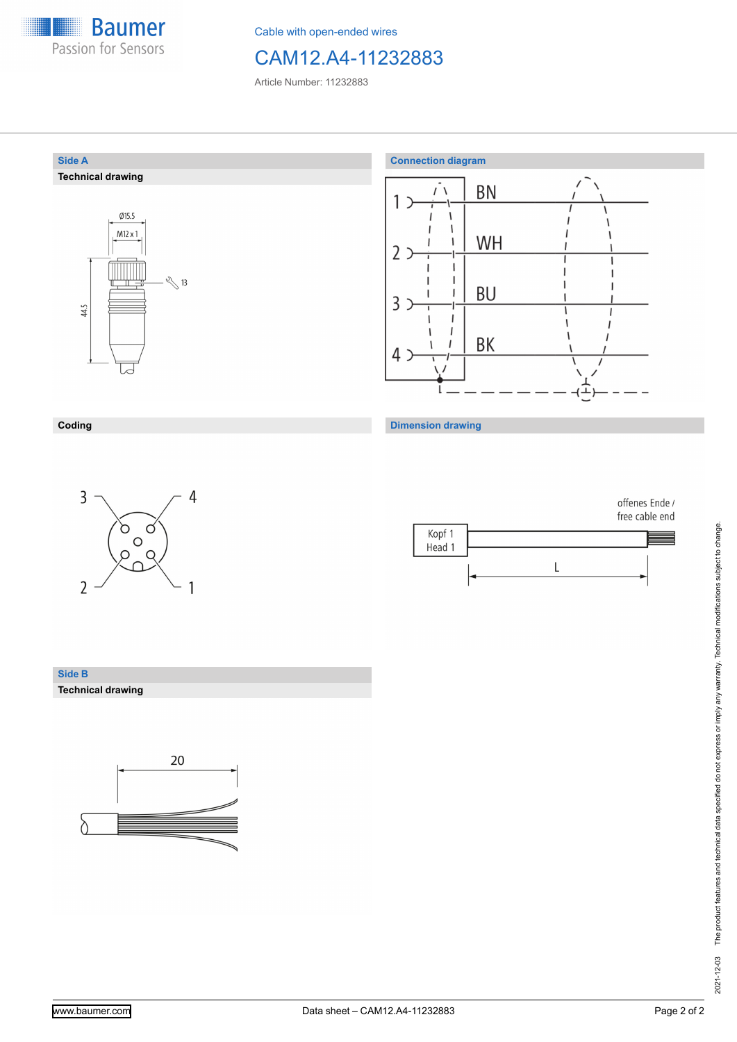Cable with open-ended wires

# CAM12.A4-11232883

Article Number: 11232883

## Side A

### Technical drawing

Ø15.5

M12 x 1

13

44.5

## Connection diagram

1 BN

2 WH

3 BU

4 BK

### Coding

3 4

2 1

## Dimension drawing

Kopf 1
Head 1

offenes Ende /
free cable end

L

## Side B

### Technical drawing

20

The product features and technical data specified do not express or imply any warranty. Technical modifications subject to change.

2021-12-03